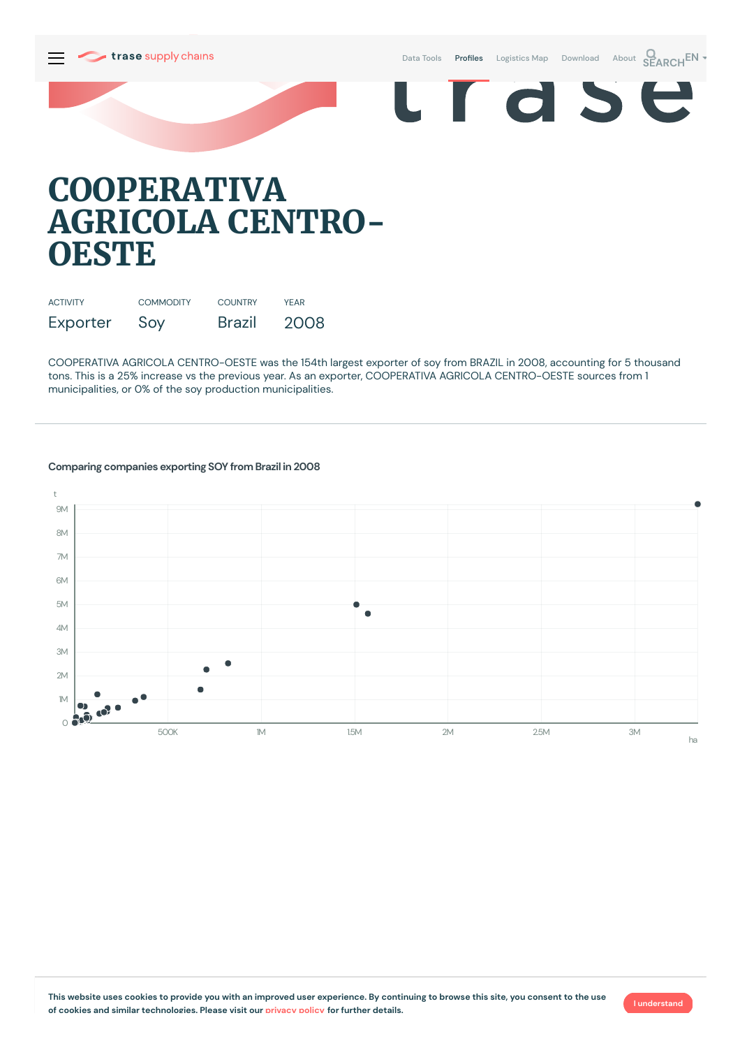# COOPERATIVA AGRICOLA CENTRO-OESTE

| ACTIVITY | COMMODITY | COUNTRY | YEAR |
|---|---|---|---|
| Exporter | Soy | Brazil | 2008 |

COOPERATIVA AGRICOLA CENTRO-OESTE was the 154th largest exporter of soy from BRAZIL in 2008, accounting for 5 thousand tons. This is a 25% increase vs the previous year. As an exporter, COOPERATIVA AGRICOLA CENTRO-OESTE sources from 1 municipalities, or 0% of the soy production municipalities.

### Comparing companies exporting SOY from Brazil in 2008

This website uses cookies to provide you with an improved user experience. By continuing to browse this site, you consent to the use of cookies and similar technologies. Please visit our privacy policy for further details.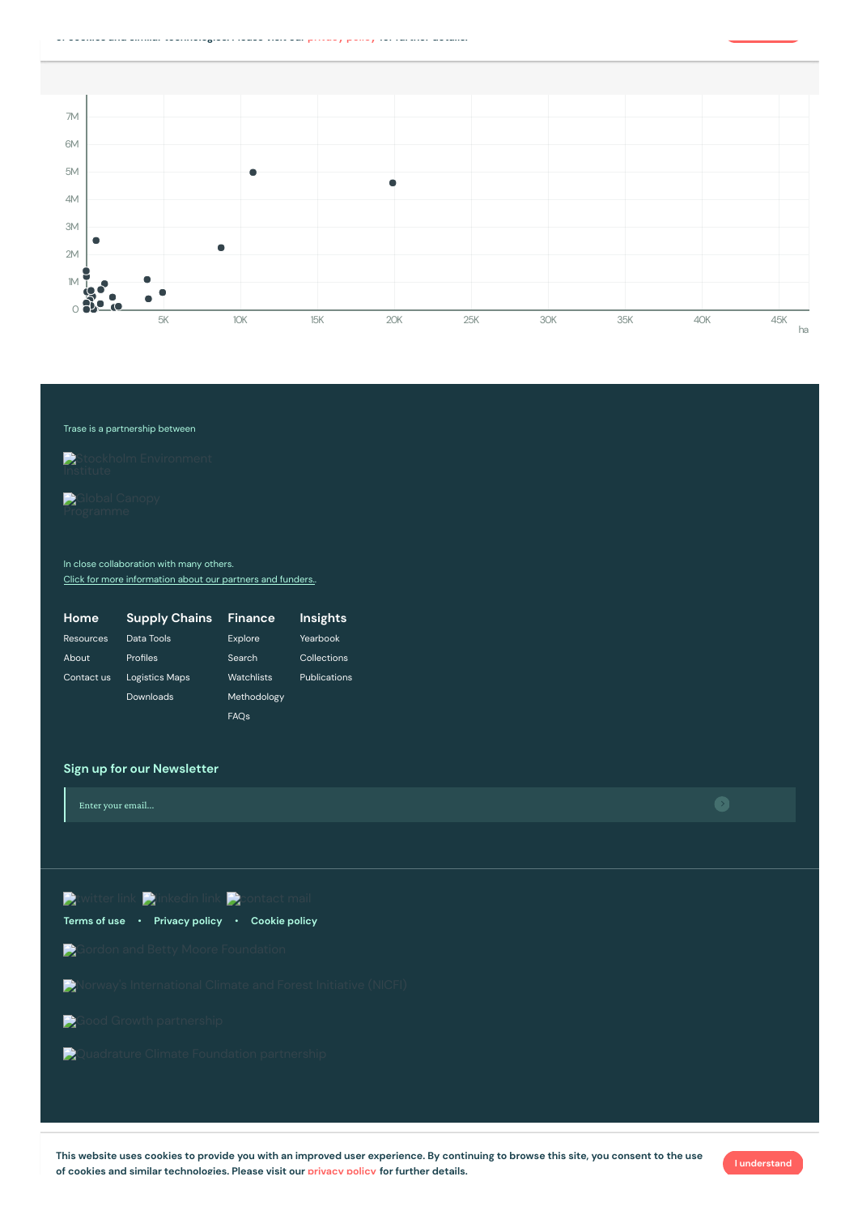7M
6M
5M
4M
3M
2M
1M
0
5K
10K
15K
20K
25K
30K
35K
40K
45K
ha

Trase is a partnership between

Stockholm Environment Institute

Global Canopy Programme

In close collaboration with many others.
Click for more information about our partners and funders.

**Home**
- Resources
- About
- Contact us

**Supply Chains**
- Data Tools
- Profiles
- Logistics Maps
- Downloads

**Finance**
- Explore
- Search
- Watchlists
- Methodology
- FAQs

**Insights**
- Yearbook
- Collections
- Publications

## Sign up for our Newsletter

Enter your email...

twitter link linkedin link contact mail

Terms of use • Privacy policy • Cookie policy

Gordon and Betty Moore Foundation

Norway's International Climate and Forest Initiative (NICFI)

Good Growth partnership

Quadrature Climate Foundation partnership

This website uses cookies to provide you with an improved user experience. By continuing to browse this site, you consent to the use of cookies and similar technologies. Please visit our privacy policy for further details.

I understand